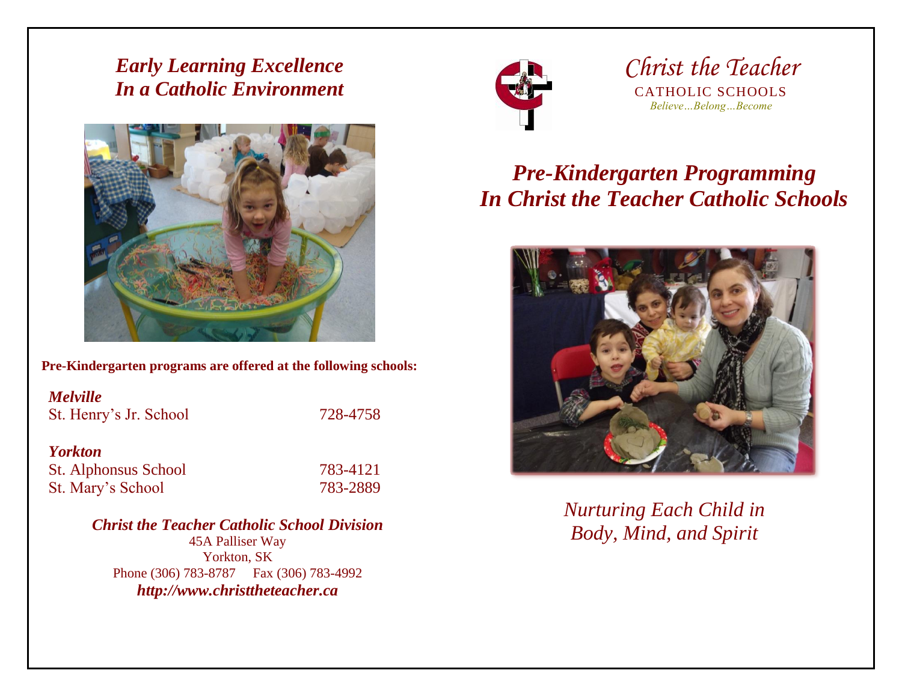# *Early Learning Excellence In a Catholic Environment*

**Pre-Kindergarten programs are offered at the following schools:**

***Melville***

| | |
|---|---|
| St. Henry's Jr. School | 728-4758 |

***Yorkton***

| | |
|---|---|
| St. Alphonsus School | 783-4121 |
| St. Mary's School | 783-2889 |

***Christ the Teacher Catholic School Division***

45A Palliser Way
Yorkton, SK
Phone (306) 783-8787 Fax (306) 783-4992
***http://www.christtheteacher.ca***

Christ the Teacher
CATHOLIC SCHOOLS
*Believe…Belong…Become*

# *Pre-Kindergarten Programming In Christ the Teacher Catholic Schools*

*Nurturing Each Child in Body, Mind, and Spirit*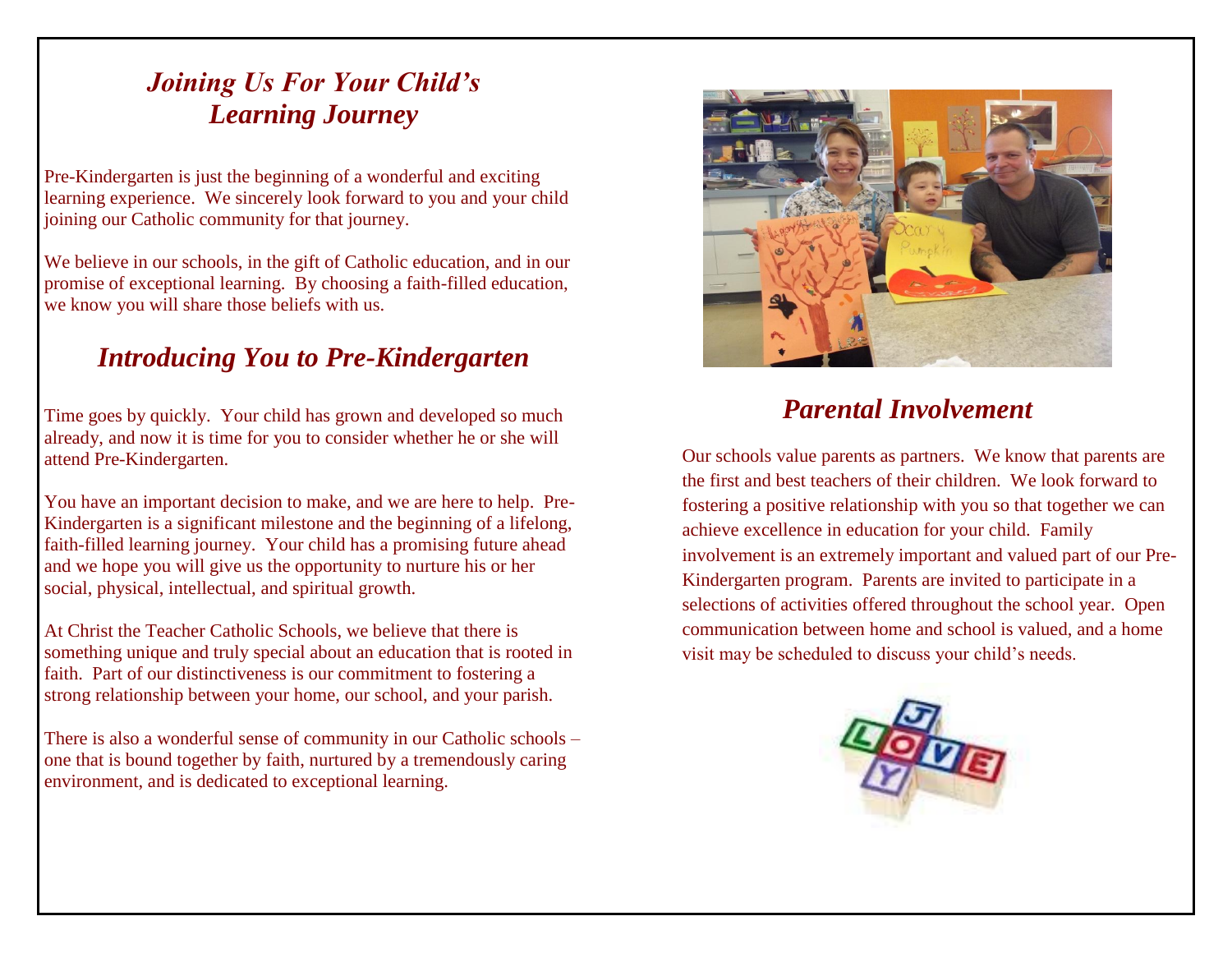## *Joining Us For Your Child's Learning Journey*

Pre-Kindergarten is just the beginning of a wonderful and exciting learning experience. We sincerely look forward to you and your child joining our Catholic community for that journey.

We believe in our schools, in the gift of Catholic education, and in our promise of exceptional learning. By choosing a faith-filled education, we know you will share those beliefs with us.

## *Introducing You to Pre-Kindergarten*

Time goes by quickly. Your child has grown and developed so much already, and now it is time for you to consider whether he or she will attend Pre-Kindergarten.

You have an important decision to make, and we are here to help. Pre-Kindergarten is a significant milestone and the beginning of a lifelong, faith-filled learning journey. Your child has a promising future ahead and we hope you will give us the opportunity to nurture his or her social, physical, intellectual, and spiritual growth.

At Christ the Teacher Catholic Schools, we believe that there is something unique and truly special about an education that is rooted in faith. Part of our distinctiveness is our commitment to fostering a strong relationship between your home, our school, and your parish.

There is also a wonderful sense of community in our Catholic schools – one that is bound together by faith, nurtured by a tremendously caring environment, and is dedicated to exceptional learning.

## *Parental Involvement*

Our schools value parents as partners. We know that parents are the first and best teachers of their children. We look forward to fostering a positive relationship with you so that together we can achieve excellence in education for your child. Family involvement is an extremely important and valued part of our Pre-Kindergarten program. Parents are invited to participate in a selections of activities offered throughout the school year. Open communication between home and school is valued, and a home visit may be scheduled to discuss your child's needs.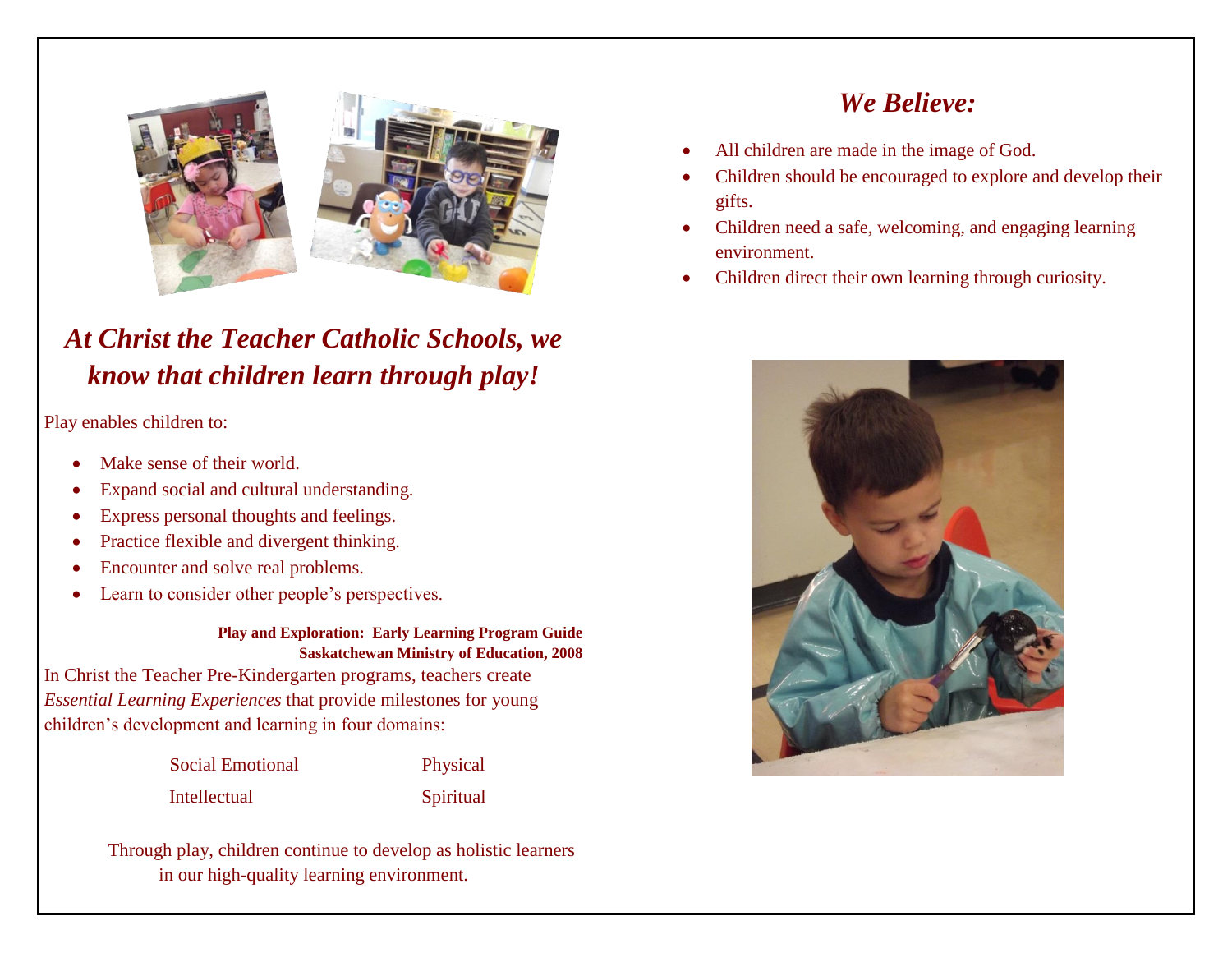## *At Christ the Teacher Catholic Schools, we know that children learn through play!*

Play enables children to:

- Make sense of their world.
- Expand social and cultural understanding.
- Express personal thoughts and feelings.
- Practice flexible and divergent thinking.
- Encounter and solve real problems.
- Learn to consider other people's perspectives.

**Play and Exploration: Early Learning Program Guide**
**Saskatchewan Ministry of Education, 2008**

In Christ the Teacher Pre-Kindergarten programs, teachers create *Essential Learning Experiences* that provide milestones for young children's development and learning in four domains:

| | |
|---|---|
| Social Emotional | Physical |
| Intellectual | Spiritual |

Through play, children continue to develop as holistic learners in our high-quality learning environment.

## *We Believe:*

- All children are made in the image of God.
- Children should be encouraged to explore and develop their gifts.
- Children need a safe, welcoming, and engaging learning environment.
- Children direct their own learning through curiosity.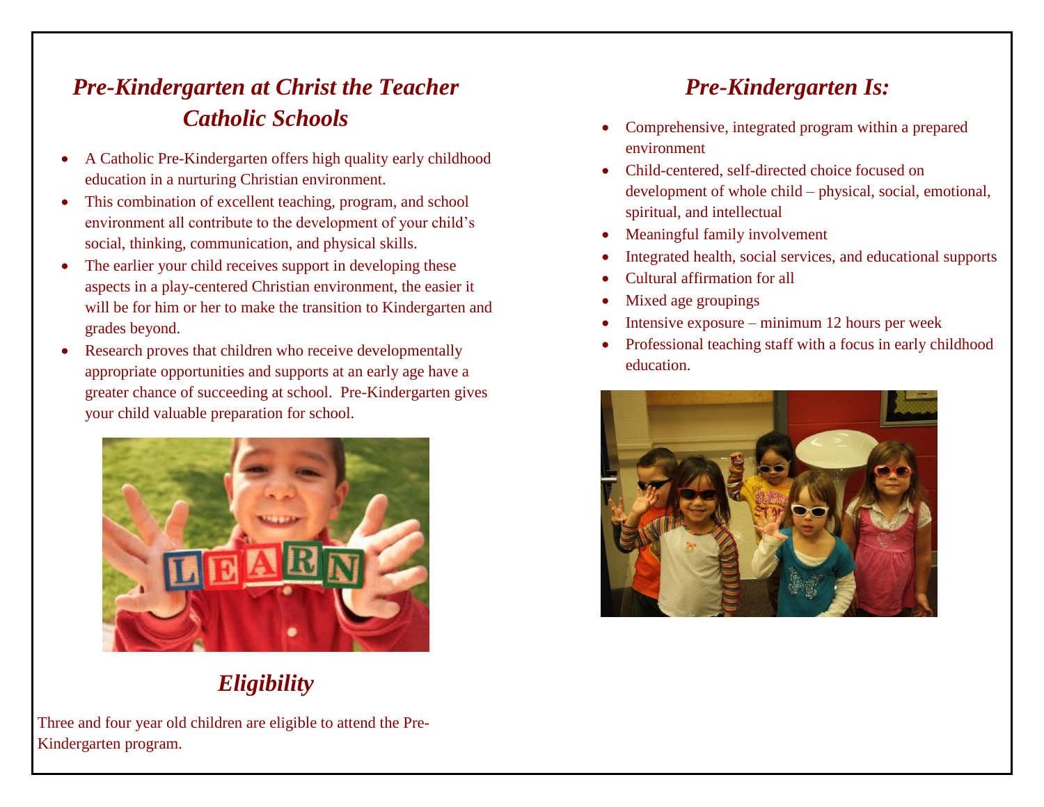## *Pre-Kindergarten at Christ the Teacher Catholic Schools*

- A Catholic Pre-Kindergarten offers high quality early childhood education in a nurturing Christian environment.
- This combination of excellent teaching, program, and school environment all contribute to the development of your child's social, thinking, communication, and physical skills.
- The earlier your child receives support in developing these aspects in a play-centered Christian environment, the easier it will be for him or her to make the transition to Kindergarten and grades beyond.
- Research proves that children who receive developmentally appropriate opportunities and supports at an early age have a greater chance of succeeding at school. Pre-Kindergarten gives your child valuable preparation for school.

## *Eligibility*

Three and four year old children are eligible to attend the Pre-Kindergarten program.

## *Pre-Kindergarten Is:*

- Comprehensive, integrated program within a prepared environment
- Child-centered, self-directed choice focused on development of whole child – physical, social, emotional, spiritual, and intellectual
- Meaningful family involvement
- Integrated health, social services, and educational supports
- Cultural affirmation for all
- Mixed age groupings
- Intensive exposure – minimum 12 hours per week
- Professional teaching staff with a focus in early childhood education.